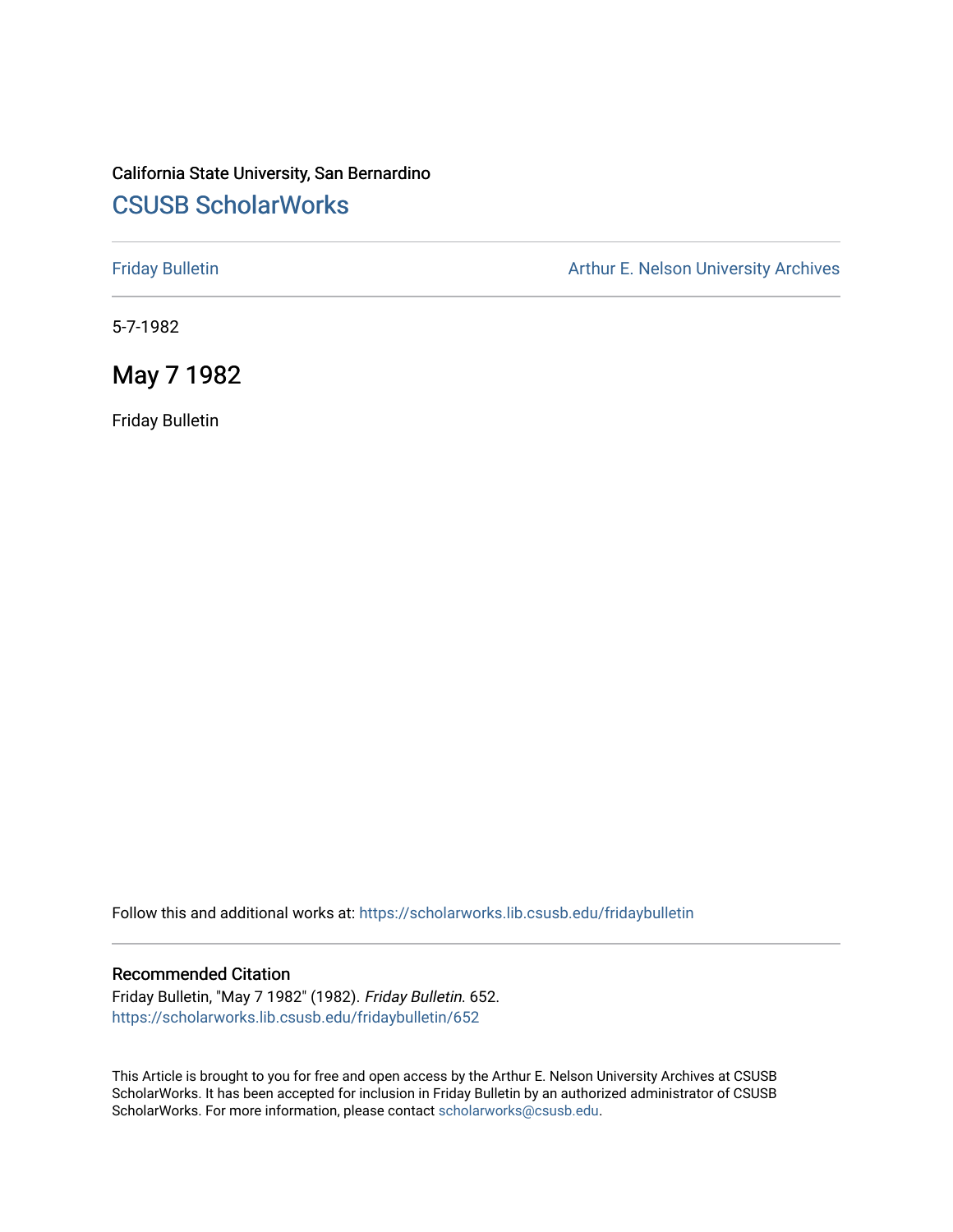California State University, San Bernardino

# CSUSB ScholarWorks

Friday Bulletin

Arthur E. Nelson University Archives

5-7-1982

## May 7 1982

Friday Bulletin

Follow this and additional works at: https://scholarworks.lib.csusb.edu/fridaybulletin

### Recommended Citation

Friday Bulletin, "May 7 1982" (1982). *Friday Bulletin*. 652.
https://scholarworks.lib.csusb.edu/fridaybulletin/652

This Article is brought to you for free and open access by the Arthur E. Nelson University Archives at CSUSB ScholarWorks. It has been accepted for inclusion in Friday Bulletin by an authorized administrator of CSUSB ScholarWorks. For more information, please contact scholarworks@csusb.edu.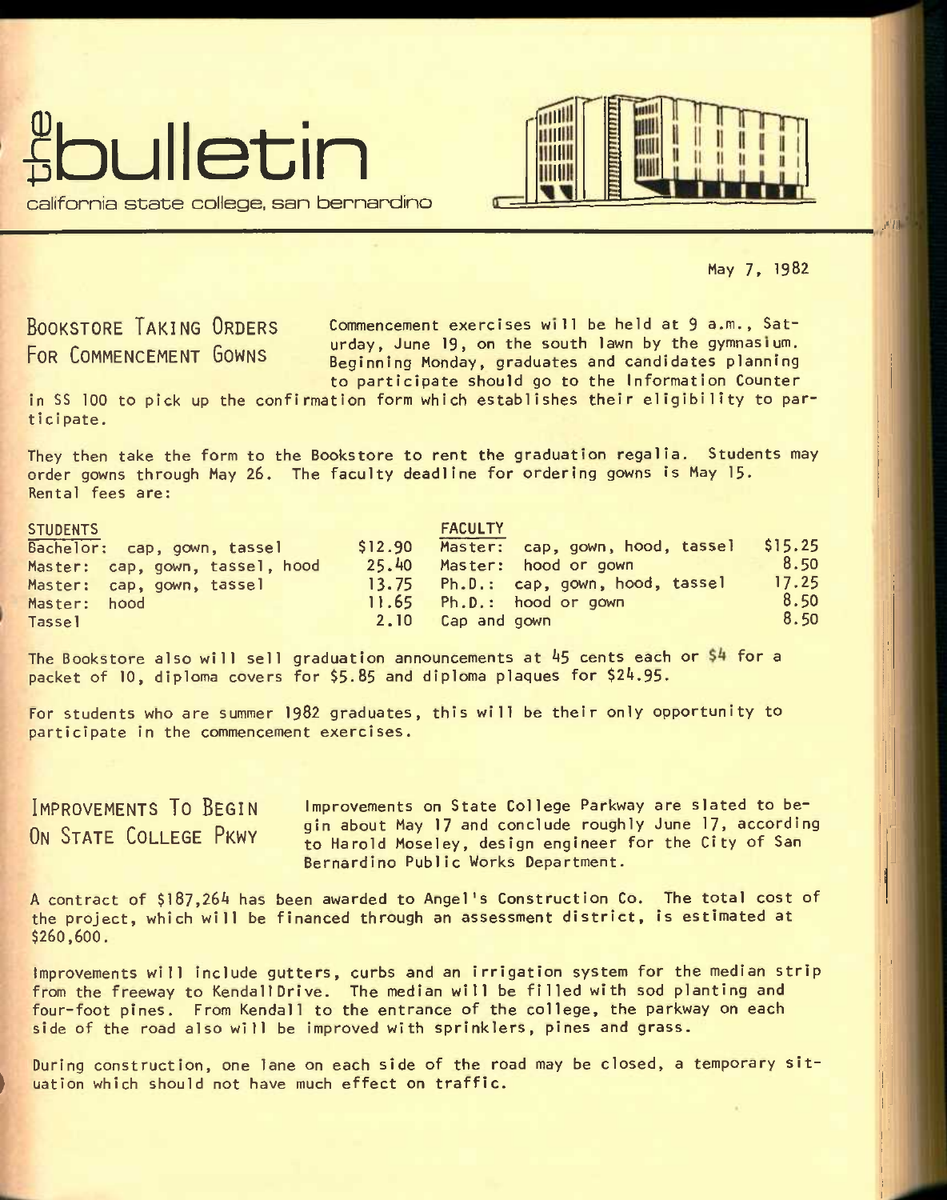# the bulletin

california state college, san bernardino

May 7, 1982

## BOOKSTORE TAKING ORDERS FOR COMMENCEMENT GOWNS

Commencement exercises will be held at 9 a.m., Saturday, June 19, on the south lawn by the gymnasium. Beginning Monday, graduates and candidates planning to participate should go to the Information Counter in SS 100 to pick up the confirmation form which establishes their eligibility to participate.

They then take the form to the Bookstore to rent the graduation regalia. Students may order gowns through May 26. The faculty deadline for ordering gowns is May 15. Rental fees are:

| STUDENTS | | FACULTY | |
|---|---|---|---|
| Bachelor: cap, gown, tassel | $12.90 | Master: cap, gown, hood, tassel | $15.25 |
| Master: cap, gown, tassel, hood | 25.40 | Master: hood or gown | 8.50 |
| Master: cap, gown, tassel | 13.75 | Ph.D.: cap, gown, hood, tassel | 17.25 |
| Master: hood | 11.65 | Ph.D.: hood or gown | 8.50 |
| Tassel | 2.10 | Cap and gown | 8.50 |

The Bookstore also will sell graduation announcements at 45 cents each or $4 for a packet of 10, diploma covers for $5.85 and diploma plaques for $24.95.

For students who are summer 1982 graduates, this will be their only opportunity to participate in the commencement exercises.

## IMPROVEMENTS TO BEGIN ON STATE COLLEGE PKWY

Improvements on State College Parkway are slated to begin about May 17 and conclude roughly June 17, according to Harold Moseley, design engineer for the City of San Bernardino Public Works Department.

A contract of $187,264 has been awarded to Angel's Construction Co. The total cost of the project, which will be financed through an assessment district, is estimated at $260,600.

Improvements will include gutters, curbs and an irrigation system for the median strip from the freeway to Kendall Drive. The median will be filled with sod planting and four-foot pines. From Kendall to the entrance of the college, the parkway on each side of the road also will be improved with sprinklers, pines and grass.

During construction, one lane on each side of the road may be closed, a temporary situation which should not have much effect on traffic.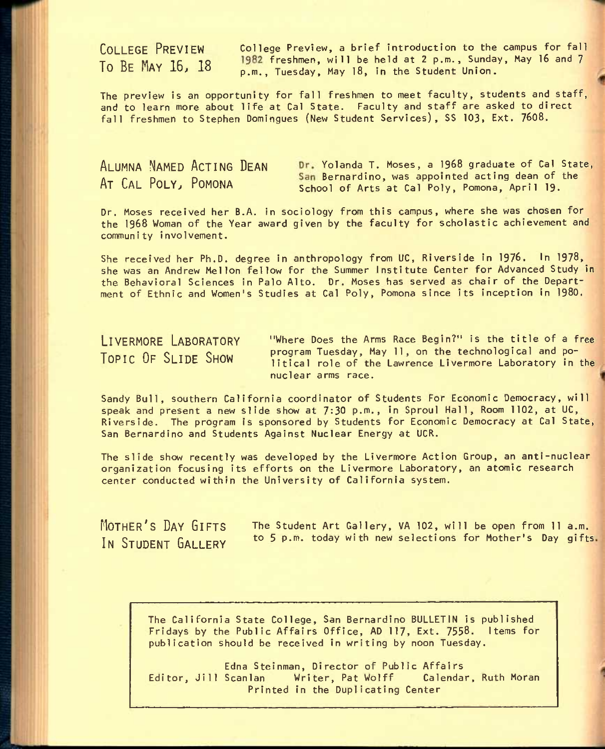## College Preview To Be May 16, 18

College Preview, a brief introduction to the campus for fall 1982 freshmen, will be held at 2 p.m., Sunday, May 16 and 7 p.m., Tuesday, May 18, in the Student Union.

The preview is an opportunity for fall freshmen to meet faculty, students and staff, and to learn more about life at Cal State. Faculty and staff are asked to direct fall freshmen to Stephen Domingues (New Student Services), SS 103, Ext. 7608.

## Alumna Named Acting Dean At Cal Poly, Pomona

Dr. Yolanda T. Moses, a 1968 graduate of Cal State, San Bernardino, was appointed acting dean of the School of Arts at Cal Poly, Pomona, April 19.

Dr. Moses received her B.A. in sociology from this campus, where she was chosen for the 1968 Woman of the Year award given by the faculty for scholastic achievement and community involvement.

She received her Ph.D. degree in anthropology from UC, Riverside in 1976. In 1978, she was an Andrew Mellon fellow for the Summer Institute Center for Advanced Study in the Behavioral Sciences in Palo Alto. Dr. Moses has served as chair of the Department of Ethnic and Women's Studies at Cal Poly, Pomona since its inception in 1980.

## Livermore Laboratory Topic Of Slide Show

"Where Does the Arms Race Begin?" is the title of a free program Tuesday, May 11, on the technological and political role of the Lawrence Livermore Laboratory in the nuclear arms race.

Sandy Bull, southern California coordinator of Students For Economic Democracy, will speak and present a new slide show at 7:30 p.m., in Sproul Hall, Room 1102, at UC, Riverside. The program is sponsored by Students for Economic Democracy at Cal State, San Bernardino and Students Against Nuclear Energy at UCR.

The slide show recently was developed by the Livermore Action Group, an anti-nuclear organization focusing its efforts on the Livermore Laboratory, an atomic research center conducted within the University of California system.

## Mother's Day Gifts In Student Gallery

The Student Art Gallery, VA 102, will be open from 11 a.m. to 5 p.m. today with new selections for Mother's Day gifts.

---

The California State College, San Bernardino BULLETIN is published Fridays by the Public Affairs Office, AD 117, Ext. 7558. Items for publication should be received in writing by noon Tuesday.

Edna Steinman, Director of Public Affairs
Editor, Jill Scanlan Writer, Pat Wolff Calendar, Ruth Moran
Printed in the Duplicating Center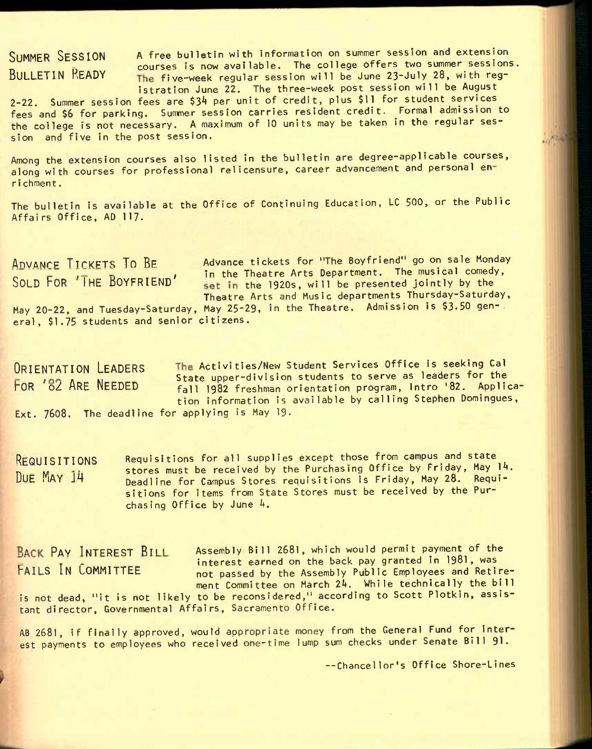## SUMMER SESSION BULLETIN READY

A free bulletin with information on summer session and extension courses is now available. The college offers two summer sessions. The five-week regular session will be June 23-July 28, with registration June 22. The three-week post session will be August 2-22. Summer session fees are $34 per unit of credit, plus $11 for student services fees and $6 for parking. Summer session carries resident credit. Formal admission to the college is not necessary. A maximum of 10 units may be taken in the regular session and five in the post session.

Among the extension courses also listed in the bulletin are degree-applicable courses, along with courses for professional relicensure, career advancement and personal enrichment.

The bulletin is available at the Office of Continuing Education, LC 500, or the Public Affairs Office, AD 117.

## ADVANCE TICKETS TO BE SOLD FOR 'THE BOYFRIEND'

Advance tickets for "The Boyfriend" go on sale Monday in the Theatre Arts Department. The musical comedy, set in the 1920s, will be presented jointly by the Theatre Arts and Music departments Thursday-Saturday, May 20-22, and Tuesday-Saturday, May 25-29, in the Theatre. Admission is $3.50 general, $1.75 students and senior citizens.

## ORIENTATION LEADERS FOR '82 ARE NEEDED

The Activities/New Student Services Office is seeking Cal State upper-division students to serve as leaders for the fall 1982 freshman orientation program, Intro '82. Application information is available by calling Stephen Domingues, Ext. 7608. The deadline for applying is May 19.

## REQUISITIONS DUE MAY 14

Requisitions for all supplies except those from campus and state stores must be received by the Purchasing Office by Friday, May 14. Deadline for Campus Stores requisitions is Friday, May 28. Requisitions for items from State Stores must be received by the Purchasing Office by June 4.

## BACK PAY INTEREST BILL FAILS IN COMMITTEE

Assembly Bill 2681, which would permit payment of the interest earned on the back pay granted in 1981, was not passed by the Assembly Public Employees and Retirement Committee on March 24. While technically the bill is not dead, "it is not likely to be reconsidered," according to Scott Plotkin, assistant director, Governmental Affairs, Sacramento Office.

AB 2681, if finally approved, would appropriate money from the General Fund for interest payments to employees who received one-time lump sum checks under Senate Bill 91.

--Chancellor's Office Shore-Lines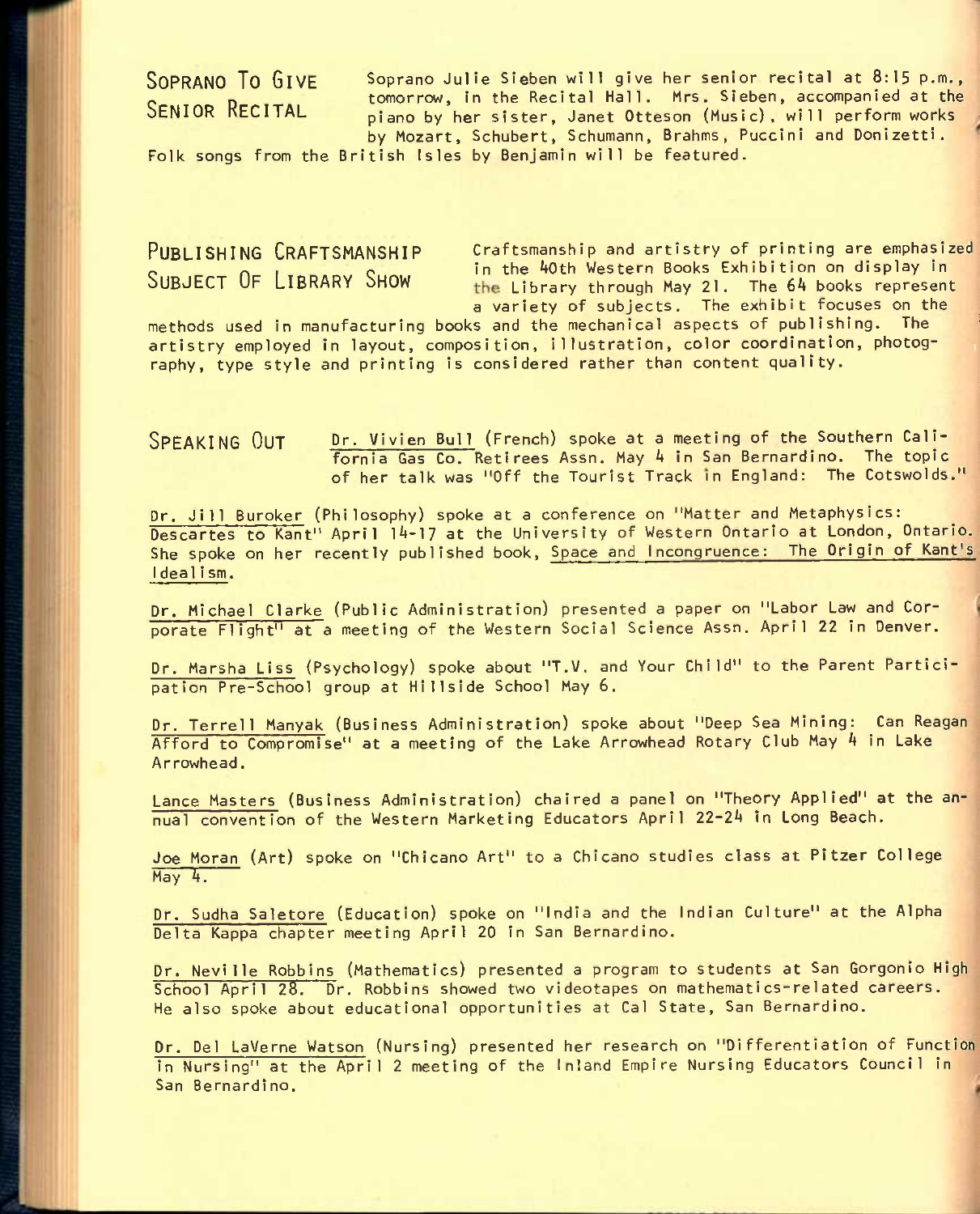## SOPRANO TO GIVE SENIOR RECITAL

Soprano Julie Sieben will give her senior recital at 8:15 p.m., tomorrow, in the Recital Hall. Mrs. Sieben, accompanied at the piano by her sister, Janet Otteson (Music), will perform works by Mozart, Schubert, Schumann, Brahms, Puccini and Donizetti. Folk songs from the British Isles by Benjamin will be featured.

## PUBLISHING CRAFTSMANSHIP SUBJECT OF LIBRARY SHOW

Craftsmanship and artistry of printing are emphasized in the 40th Western Books Exhibition on display in the Library through May 21. The 64 books represent a variety of subjects. The exhibit focuses on the methods used in manufacturing books and the mechanical aspects of publishing. The artistry employed in layout, composition, illustration, color coordination, photography, type style and printing is considered rather than content quality.

## SPEAKING OUT

Dr. Vivien Bull (French) spoke at a meeting of the Southern California Gas Co. Retirees Assn. May 4 in San Bernardino. The topic of her talk was "Off the Tourist Track in England: The Cotswolds."

Dr. Jill Buroker (Philosophy) spoke at a conference on "Matter and Metaphysics: Descartes to Kant" April 14-17 at the University of Western Ontario at London, Ontario. She spoke on her recently published book, Space and Incongruence: The Origin of Kant's Idealism.

Dr. Michael Clarke (Public Administration) presented a paper on "Labor Law and Corporate Flight" at a meeting of the Western Social Science Assn. April 22 in Denver.

Dr. Marsha Liss (Psychology) spoke about "T.V. and Your Child" to the Parent Participation Pre-School group at Hillside School May 6.

Dr. Terrell Manyak (Business Administration) spoke about "Deep Sea Mining: Can Reagan Afford to Compromise" at a meeting of the Lake Arrowhead Rotary Club May 4 in Lake Arrowhead.

Lance Masters (Business Administration) chaired a panel on "Theory Applied" at the annual convention of the Western Marketing Educators April 22-24 in Long Beach.

Joe Moran (Art) spoke on "Chicano Art" to a Chicano studies class at Pitzer College May 4.

Dr. Sudha Saletore (Education) spoke on "India and the Indian Culture" at the Alpha Delta Kappa chapter meeting April 20 in San Bernardino.

Dr. Neville Robbins (Mathematics) presented a program to students at San Gorgonio High School April 28. Dr. Robbins showed two videotapes on mathematics-related careers. He also spoke about educational opportunities at Cal State, San Bernardino.

Dr. Del LaVerne Watson (Nursing) presented her research on "Differentiation of Function in Nursing" at the April 2 meeting of the Inland Empire Nursing Educators Council in San Bernardino.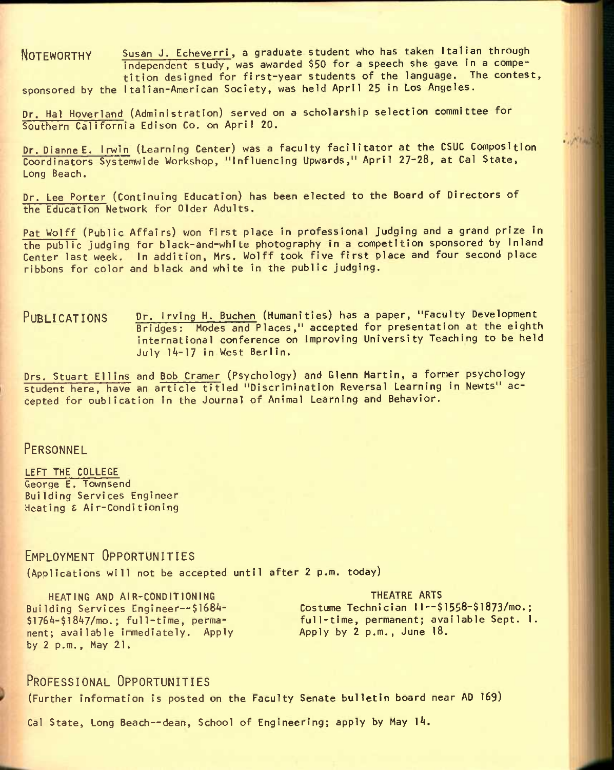## NOTEWORTHY

Susan J. Echeverri, a graduate student who has taken Italian through independent study, was awarded $50 for a speech she gave in a competition designed for first-year students of the language. The contest, sponsored by the Italian-American Society, was held April 25 in Los Angeles.

Dr. Hal Hoverland (Administration) served on a scholarship selection committee for Southern California Edison Co. on April 20.

Dr. Dianne E. Irwin (Learning Center) was a faculty facilitator at the CSUC Composition Coordinators Systemwide Workshop, "Influencing Upwards," April 27-28, at Cal State, Long Beach.

Dr. Lee Porter (Continuing Education) has been elected to the Board of Directors of the Education Network for Older Adults.

Pat Wolff (Public Affairs) won first place in professional judging and a grand prize in the public judging for black-and-white photography in a competition sponsored by Inland Center last week. In addition, Mrs. Wolff took five first place and four second place ribbons for color and black and white in the public judging.

## PUBLICATIONS

Dr. Irving H. Buchen (Humanities) has a paper, "Faculty Development Bridges: Modes and Places," accepted for presentation at the eighth international conference on Improving University Teaching to be held July 14-17 in West Berlin.

Drs. Stuart Ellins and Bob Cramer (Psychology) and Glenn Martin, a former psychology student here, have an article titled "Discrimination Reversal Learning in Newts" accepted for publication in the Journal of Animal Learning and Behavior.

## PERSONNEL

LEFT THE COLLEGE
George E. Townsend
Building Services Engineer
Heating & Air-Conditioning

## EMPLOYMENT OPPORTUNITIES

(Applications will not be accepted until after 2 p.m. today)

HEATING AND AIR-CONDITIONING
Building Services Engineer--$1684-$1764-$1847/mo.; full-time, permanent; available immediately. Apply by 2 p.m., May 21.

THEATRE ARTS
Costume Technician II--$1558-$1873/mo.; full-time, permanent; available Sept. 1. Apply by 2 p.m., June 18.

## PROFESSIONAL OPPORTUNITIES

(Further information is posted on the Faculty Senate bulletin board near AD 169)

Cal State, Long Beach--dean, School of Engineering; apply by May 14.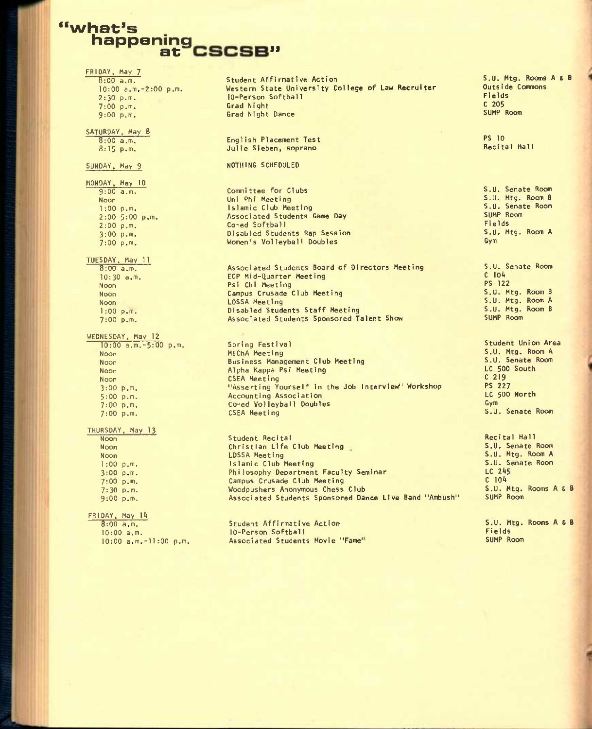# "what's happening at CSCSB"

| | | |
|---|---|---|
| **FRIDAY, May 7** | | |
| 8:00 a.m. | Student Affirmative Action | S.U. Mtg. Rooms A & B |
| 10:00 a.m.-2:00 p.m. | Western State University College of Law Recruiter | Outside Commons |
| 2:30 p.m. | 10-Person Softball | Fields |
| 7:00 p.m. | Grad Night | C 205 |
| 9:00 p.m. | Grad Night Dance | SUMP Room |
| **SATURDAY, May 8** | | |
| 8:00 a.m. | English Placement Test | PS 10 |
| 8:15 p.m. | Julie Sieben, soprano | Recital Hall |
| **SUNDAY, May 9** | NOTHING SCHEDULED | |
| **MONDAY, May 10** | | |
| 9:00 a.m. | Committee for Clubs | S.U. Senate Room |
| Noon | Uni Phi Meeting | S.U. Mtg. Room B |
| 1:00 p.m. | Islamic Club Meeting | S.U. Senate Room |
| 2:00-5:00 p.m. | Associated Students Game Day | SUMP Room |
| 2:00 p.m. | Co-ed Softball | Fields |
| 3:00 p.m. | Disabled Students Rap Session | S.U. Mtg. Room A |
| 7:00 p.m. | Women's Volleyball Doubles | Gym |
| **TUESDAY, May 11** | | |
| 8:00 a.m. | Associated Students Board of Directors Meeting | S.U. Senate Room |
| 10:30 a.m. | EOP Mid-Quarter Meeting | C 104 |
| Noon | Psi Chi Meeting | PS 122 |
| Noon | Campus Crusade Club Meeting | S.U. Mtg. Room B |
| Noon | LDSSA Meeting | S.U. Mtg. Room A |
| 1:00 p.m. | Disabled Students Staff Meeting | S.U. Mtg. Room B |
| 7:00 p.m. | Associated Students Sponsored Talent Show | SUMP Room |
| **WEDNESDAY, May 12** | | |
| 10:00 a.m.-5:00 p.m. | Spring Festival | Student Union Area |
| Noon | MEChA Meeting | S.U. Mtg. Room A |
| Noon | Business Management Club Meeting | S.U. Senate Room |
| Noon | Alpha Kappa Psi Meeting | LC 500 South |
| Noon | CSEA Meeting | C 219 |
| 3:00 p.m. | "Asserting Yourself in the Job Interview" Workshop | PS 227 |
| 5:00 p.m. | Accounting Association | LC 500 North |
| 7:00 p.m. | Co-ed Volleyball Doubles | Gym |
| 7:00 p.m. | CSEA Meeting | S.U. Senate Room |
| **THURSDAY, May 13** | | |
| Noon | Student Recital | Recital Hall |
| Noon | Christian Life Club Meeting | S.U. Senate Room |
| Noon | LDSSA Meeting | S.U. Mtg. Room A |
| 1:00 p.m. | Islamic Club Meeting | S.U. Senate Room |
| 3:00 p.m. | Philosophy Department Faculty Seminar | LC 245 |
| 7:00 p.m. | Campus Crusade Club Meeting | C 104 |
| 7:30 p.m. | Woodpushers Anonymous Chess Club | S.U. Mtg. Rooms A & B |
| 9:00 p.m. | Associated Students Sponsored Dance Live Band "Ambush" | SUMP Room |
| **FRIDAY, May 14** | | |
| 8:00 a.m. | Student Affirmative Action | S.U. Mtg. Rooms A & B |
| 10:00 a.m. | 10-Person Softball | Fields |
| 10:00 a.m.-11:00 p.m. | Associated Students Movie "Fame" | SUMP Room |